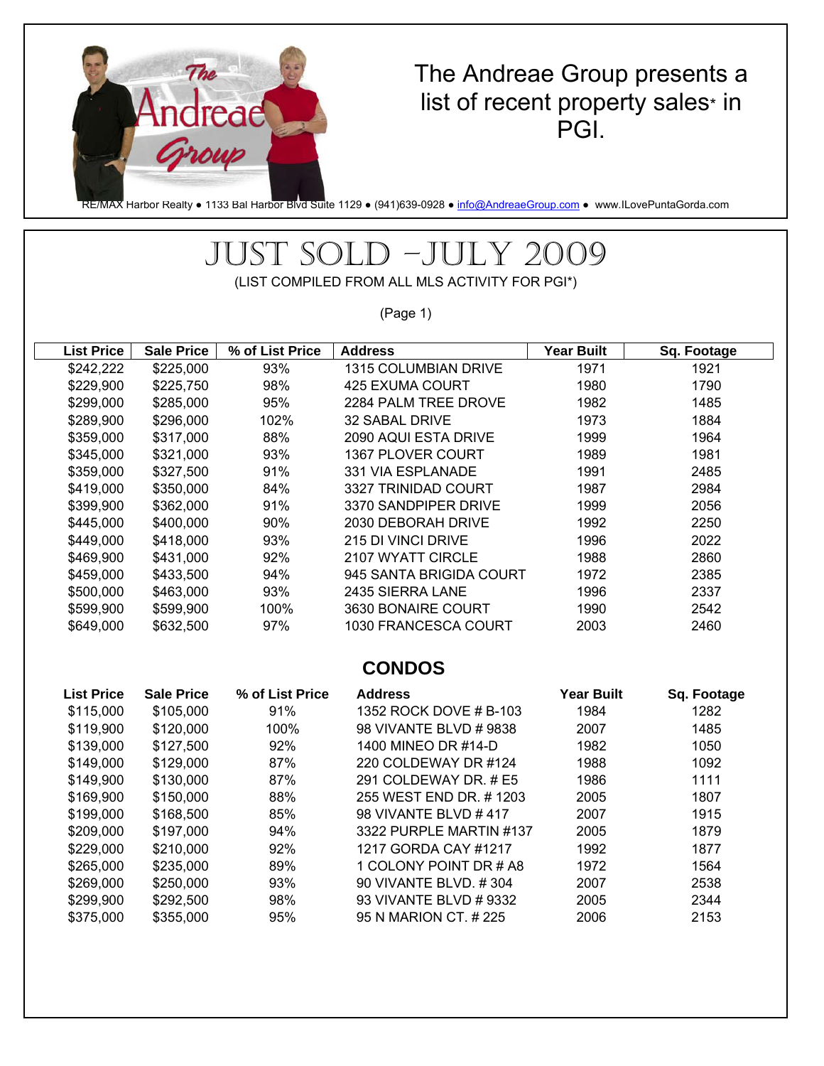The Andreae Group presents a list of recent property sales* in PGI.

RE/MAX Harbor Realty ● 1133 Bal Harbor Blvd Suite 1129 ● (941)639-0928 ● info@AndreaeGroup.com ● www.ILovePuntaGorda.com

# JUST SOLD –JULY 2009

(LIST COMPILED FROM ALL MLS ACTIVITY FOR PGI*)

(Page 1)

| List Price | Sale Price | % of List Price | Address | Year Built | Sq. Footage |
|---|---|---|---|---|---|
| $242,222 | $225,000 | 93% | 1315 COLUMBIAN DRIVE | 1971 | 1921 |
| $229,900 | $225,750 | 98% | 425 EXUMA COURT | 1980 | 1790 |
| $299,000 | $285,000 | 95% | 2284 PALM TREE DROVE | 1982 | 1485 |
| $289,900 | $296,000 | 102% | 32 SABAL DRIVE | 1973 | 1884 |
| $359,000 | $317,000 | 88% | 2090 AQUI ESTA DRIVE | 1999 | 1964 |
| $345,000 | $321,000 | 93% | 1367 PLOVER COURT | 1989 | 1981 |
| $359,000 | $327,500 | 91% | 331 VIA ESPLANADE | 1991 | 2485 |
| $419,000 | $350,000 | 84% | 3327 TRINIDAD COURT | 1987 | 2984 |
| $399,900 | $362,000 | 91% | 3370 SANDPIPER DRIVE | 1999 | 2056 |
| $445,000 | $400,000 | 90% | 2030 DEBORAH DRIVE | 1992 | 2250 |
| $449,000 | $418,000 | 93% | 215 DI VINCI DRIVE | 1996 | 2022 |
| $469,900 | $431,000 | 92% | 2107 WYATT CIRCLE | 1988 | 2860 |
| $459,000 | $433,500 | 94% | 945 SANTA BRIGIDA COURT | 1972 | 2385 |
| $500,000 | $463,000 | 93% | 2435 SIERRA LANE | 1996 | 2337 |
| $599,900 | $599,900 | 100% | 3630 BONAIRE COURT | 1990 | 2542 |
| $649,000 | $632,500 | 97% | 1030 FRANCESCA COURT | 2003 | 2460 |

## CONDOS

| List Price | Sale Price | % of List Price | Address | Year Built | Sq. Footage |
|---|---|---|---|---|---|
| $115,000 | $105,000 | 91% | 1352 ROCK DOVE # B-103 | 1984 | 1282 |
| $119,900 | $120,000 | 100% | 98 VIVANTE BLVD # 9838 | 2007 | 1485 |
| $139,000 | $127,500 | 92% | 1400 MINEO DR #14-D | 1982 | 1050 |
| $149,000 | $129,000 | 87% | 220 COLDEWAY DR #124 | 1988 | 1092 |
| $149,900 | $130,000 | 87% | 291 COLDEWAY DR. # E5 | 1986 | 1111 |
| $169,900 | $150,000 | 88% | 255 WEST END DR. # 1203 | 2005 | 1807 |
| $199,000 | $168,500 | 85% | 98 VIVANTE BLVD # 417 | 2007 | 1915 |
| $209,000 | $197,000 | 94% | 3322 PURPLE MARTIN #137 | 2005 | 1879 |
| $229,000 | $210,000 | 92% | 1217 GORDA CAY #1217 | 1992 | 1877 |
| $265,000 | $235,000 | 89% | 1 COLONY POINT DR # A8 | 1972 | 1564 |
| $269,000 | $250,000 | 93% | 90 VIVANTE BLVD. # 304 | 2007 | 2538 |
| $299,900 | $292,500 | 98% | 93 VIVANTE BLVD # 9332 | 2005 | 2344 |
| $375,000 | $355,000 | 95% | 95 N MARION CT. # 225 | 2006 | 2153 |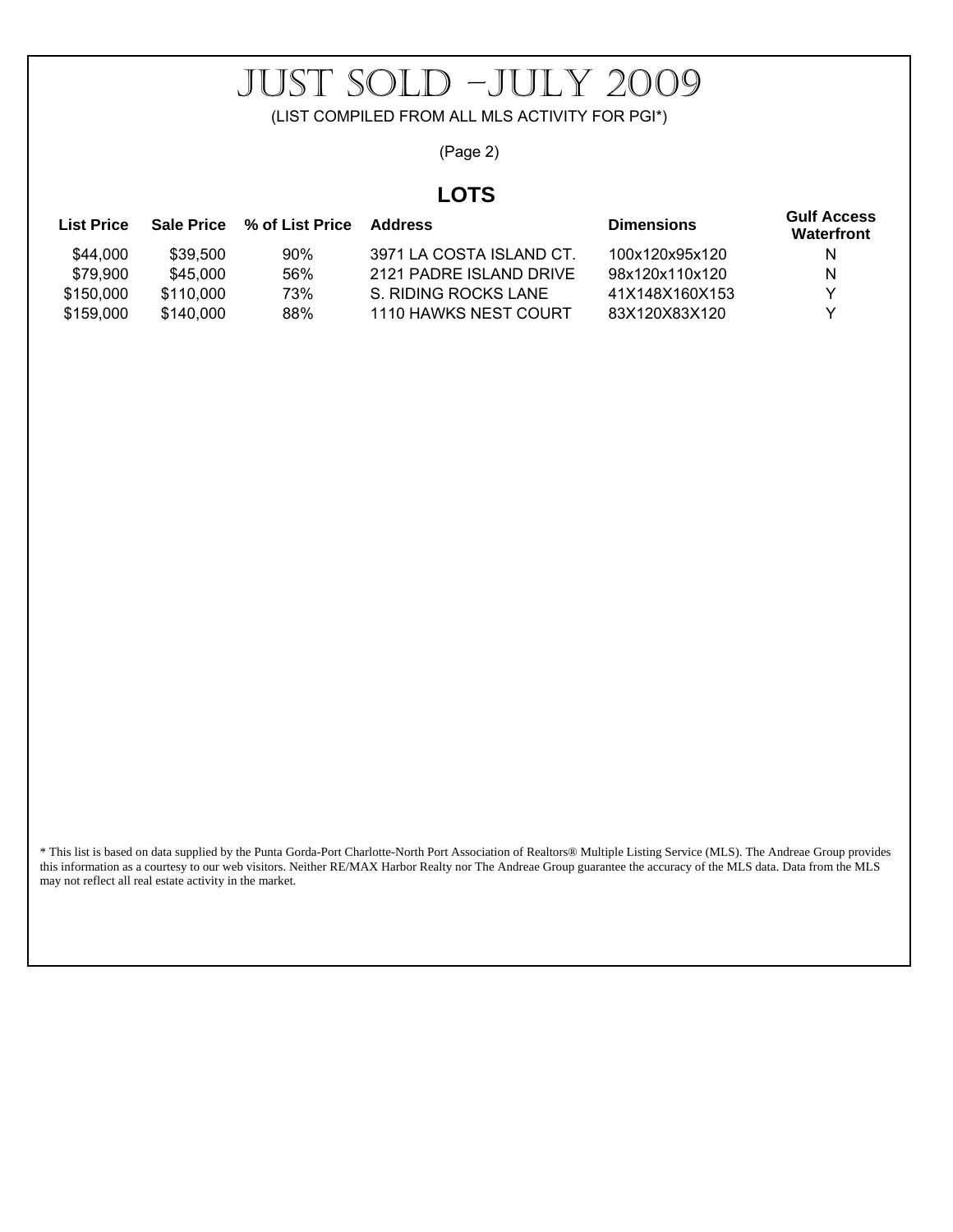# JUST SOLD –JULY 2009

(LIST COMPILED FROM ALL MLS ACTIVITY FOR PGI*)

(Page 2)

## LOTS

| List Price | Sale Price | % of List Price | Address | Dimensions | Gulf Access Waterfront |
|---|---|---|---|---|---|
| $44,000 | $39,500 | 90% | 3971 LA COSTA ISLAND CT. | 100x120x95x120 | N |
| $79,900 | $45,000 | 56% | 2121 PADRE ISLAND DRIVE | 98x120x110x120 | N |
| $150,000 | $110,000 | 73% | S. RIDING ROCKS LANE | 41X148X160X153 | Y |
| $159,000 | $140,000 | 88% | 1110 HAWKS NEST COURT | 83X120X83X120 | Y |

* This list is based on data supplied by the Punta Gorda-Port Charlotte-North Port Association of Realtors® Multiple Listing Service (MLS). The Andreae Group provides this information as a courtesy to our web visitors. Neither RE/MAX Harbor Realty nor The Andreae Group guarantee the accuracy of the MLS data. Data from the MLS may not reflect all real estate activity in the market.